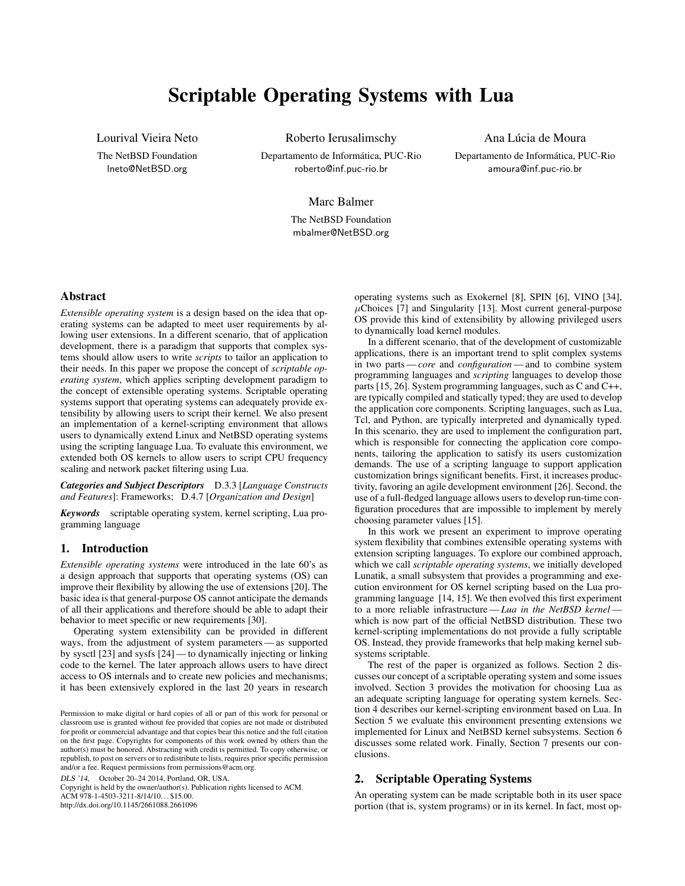# Scriptable Operating Systems with Lua

Lourival Vieira Neto
The NetBSD Foundation
lneto@NetBSD.org

Roberto Ierusalimschy
Departamento de Informática, PUC-Rio
roberto@inf.puc-rio.br

Ana Lúcia de Moura
Departamento de Informática, PUC-Rio
amoura@inf.puc-rio.br

Marc Balmer
The NetBSD Foundation
mbalmer@NetBSD.org

## Abstract

*Extensible operating system* is a design based on the idea that operating systems can be adapted to meet user requirements by allowing user extensions. In a different scenario, that of application development, there is a paradigm that supports that complex systems should allow users to write *scripts* to tailor an application to their needs. In this paper we propose the concept of *scriptable operating system*, which applies scripting development paradigm to the concept of extensible operating systems. Scriptable operating systems support that operating systems can adequately provide extensibility by allowing users to script their kernel. We also present an implementation of a kernel-scripting environment that allows users to dynamically extend Linux and NetBSD operating systems using the scripting language Lua. To evaluate this environment, we extended both OS kernels to allow users to script CPU frequency scaling and network packet filtering using Lua.

***Categories and Subject Descriptors*** D.3.3 [*Language Constructs and Features*]: Frameworks; D.4.7 [*Organization and Design*]

***Keywords*** scriptable operating system, kernel scripting, Lua programming language

## 1. Introduction

*Extensible operating systems* were introduced in the late 60's as a design approach that supports that operating systems (OS) can improve their flexibility by allowing the use of extensions [20]. The basic idea is that general-purpose OS cannot anticipate the demands of all their applications and therefore should be able to adapt their behavior to meet specific or new requirements [30].

Operating system extensibility can be provided in different ways, from the adjustment of system parameters — as supported by sysctl [23] and sysfs [24] — to dynamically injecting or linking code to the kernel. The later approach allows users to have direct access to OS internals and to create new policies and mechanisms; it has been extensively explored in the last 20 years in research operating systems such as Exokernel [8], SPIN [6], VINO [34], $\mu$Choices [7] and Singularity [13]. Most current general-purpose OS provide this kind of extensibility by allowing privileged users to dynamically load kernel modules.

In a different scenario, that of the development of customizable applications, there is an important trend to split complex systems in two parts — *core* and *configuration* — and to combine system programming languages and *scripting* languages to develop those parts [15, 26]. System programming languages, such as C and C++, are typically compiled and statically typed; they are used to develop the application core components. Scripting languages, such as Lua, Tcl, and Python, are typically interpreted and dynamically typed. In this scenario, they are used to implement the configuration part, which is responsible for connecting the application core components, tailoring the application to satisfy its users customization demands. The use of a scripting language to support application customization brings significant benefits. First, it increases productivity, favoring an agile development environment [26]. Second, the use of a full-fledged language allows users to develop run-time configuration procedures that are impossible to implement by merely choosing parameter values [15].

In this work we present an experiment to improve operating system flexibility that combines extensible operating systems with extension scripting languages. To explore our combined approach, which we call *scriptable operating systems*, we initially developed Lunatik, a small subsystem that provides a programming and execution environment for OS kernel scripting based on the Lua programming language [14, 15]. We then evolved this first experiment to a more reliable infrastructure — *Lua in the NetBSD kernel* — which is now part of the official NetBSD distribution. These two kernel-scripting implementations do not provide a fully scriptable OS. Instead, they provide frameworks that help making kernel subsystems scriptable.

The rest of the paper is organized as follows. Section 2 discusses our concept of a scriptable operating system and some issues involved. Section 3 provides the motivation for choosing Lua as an adequate scripting language for operating system kernels. Section 4 describes our kernel-scripting environment based on Lua. In Section 5 we evaluate this environment presenting extensions we implemented for Linux and NetBSD kernel subsystems. Section 6 discusses some related work. Finally, Section 7 presents our conclusions.

## 2. Scriptable Operating Systems

An operating system can be made scriptable both in its user space portion (that is, system programs) or in its kernel. In fact, most op-

Permission to make digital or hard copies of all or part of this work for personal or classroom use is granted without fee provided that copies are not made or distributed for profit or commercial advantage and that copies bear this notice and the full citation on the first page. Copyrights for components of this work owned by others than the author(s) must be honored. Abstracting with credit is permitted. To copy otherwise, or republish, to post on servers or to redistribute to lists, requires prior specific permission and/or a fee. Request permissions from permissions@acm.org.

*DLS '14*, October 20–24 2014, Portland, OR, USA.
Copyright is held by the owner/author(s). Publication rights licensed to ACM.
ACM 978-1-4503-3211-8/14/10... $15.00.
http://dx.doi.org/10.1145/2661088.2661096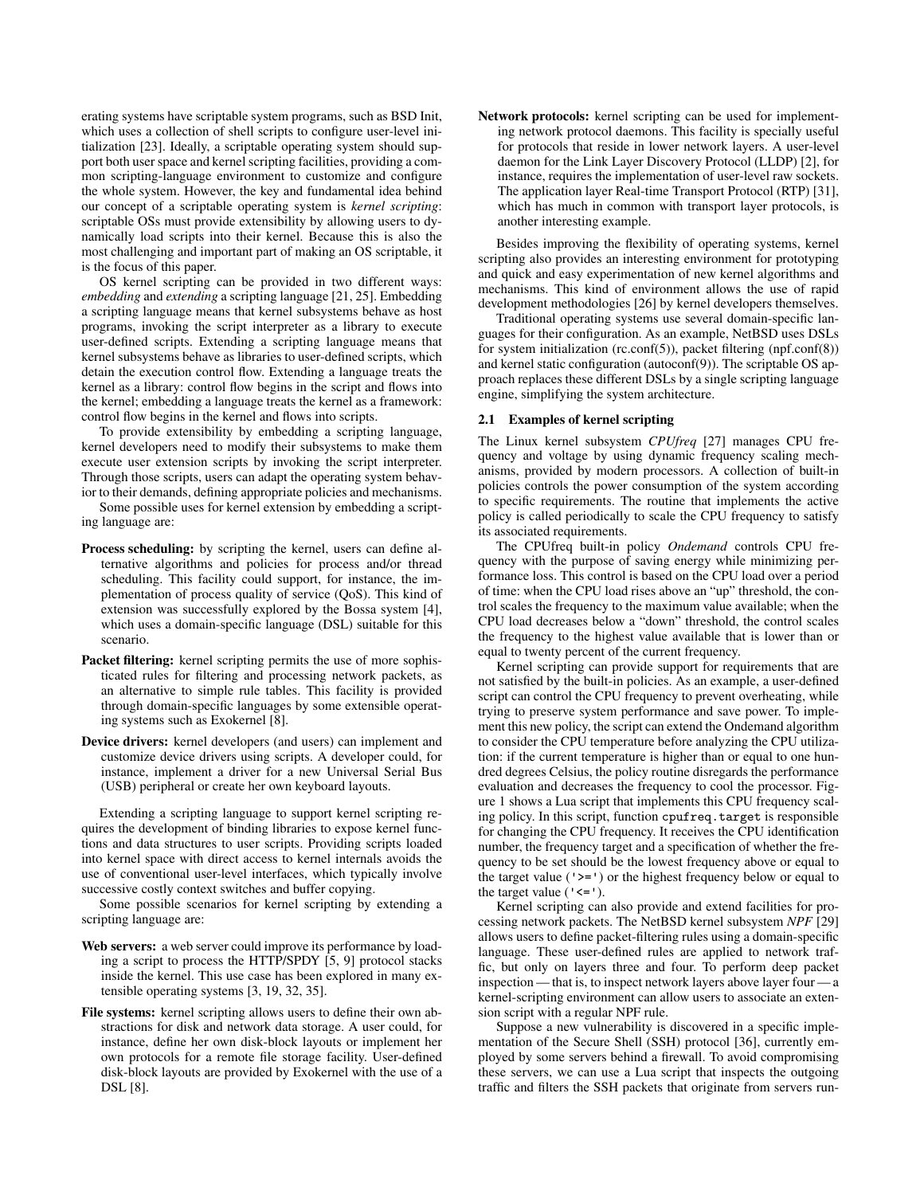erating systems have scriptable system programs, such as BSD Init, which uses a collection of shell scripts to configure user-level initialization [23]. Ideally, a scriptable operating system should support both user space and kernel scripting facilities, providing a common scripting-language environment to customize and configure the whole system. However, the key and fundamental idea behind our concept of a scriptable operating system is *kernel scripting*: scriptable OSs must provide extensibility by allowing users to dynamically load scripts into their kernel. Because this is also the most challenging and important part of making an OS scriptable, it is the focus of this paper.

OS kernel scripting can be provided in two different ways: *embedding* and *extending* a scripting language [21, 25]. Embedding a scripting language means that kernel subsystems behave as host programs, invoking the script interpreter as a library to execute user-defined scripts. Extending a scripting language means that kernel subsystems behave as libraries to user-defined scripts, which detain the execution control flow. Extending a language treats the kernel as a library: control flow begins in the script and flows into the kernel; embedding a language treats the kernel as a framework: control flow begins in the kernel and flows into scripts.

To provide extensibility by embedding a scripting language, kernel developers need to modify their subsystems to make them execute user extension scripts by invoking the script interpreter. Through those scripts, users can adapt the operating system behavior to their demands, defining appropriate policies and mechanisms.

Some possible uses for kernel extension by embedding a scripting language are:

- **Process scheduling:** by scripting the kernel, users can define alternative algorithms and policies for process and/or thread scheduling. This facility could support, for instance, the implementation of process quality of service (QoS). This kind of extension was successfully explored by the Bossa system [4], which uses a domain-specific language (DSL) suitable for this scenario.
- **Packet filtering:** kernel scripting permits the use of more sophisticated rules for filtering and processing network packets, as an alternative to simple rule tables. This facility is provided through domain-specific languages by some extensible operating systems such as Exokernel [8].
- **Device drivers:** kernel developers (and users) can implement and customize device drivers using scripts. A developer could, for instance, implement a driver for a new Universal Serial Bus (USB) peripheral or create her own keyboard layouts.

Extending a scripting language to support kernel scripting requires the development of binding libraries to expose kernel functions and data structures to user scripts. Providing scripts loaded into kernel space with direct access to kernel internals avoids the use of conventional user-level interfaces, which typically involve successive costly context switches and buffer copying.

Some possible scenarios for kernel scripting by extending a scripting language are:

- **Web servers:** a web server could improve its performance by loading a script to process the HTTP/SPDY [5, 9] protocol stacks inside the kernel. This use case has been explored in many extensible operating systems [3, 19, 32, 35].
- **File systems:** kernel scripting allows users to define their own abstractions for disk and network data storage. A user could, for instance, define her own disk-block layouts or implement her own protocols for a remote file storage facility. User-defined disk-block layouts are provided by Exokernel with the use of a DSL [8].
- **Network protocols:** kernel scripting can be used for implementing network protocol daemons. This facility is specially useful for protocols that reside in lower network layers. A user-level daemon for the Link Layer Discovery Protocol (LLDP) [2], for instance, requires the implementation of user-level raw sockets. The application layer Real-time Transport Protocol (RTP) [31], which has much in common with transport layer protocols, is another interesting example.

Besides improving the flexibility of operating systems, kernel scripting also provides an interesting environment for prototyping and quick and easy experimentation of new kernel algorithms and mechanisms. This kind of environment allows the use of rapid development methodologies [26] by kernel developers themselves.

Traditional operating systems use several domain-specific languages for their configuration. As an example, NetBSD uses DSLs for system initialization (rc.conf(5)), packet filtering (npf.conf(8)) and kernel static configuration (autoconf(9)). The scriptable OS approach replaces these different DSLs by a single scripting language engine, simplifying the system architecture.

### 2.1 Examples of kernel scripting

The Linux kernel subsystem *CPUfreq* [27] manages CPU frequency and voltage by using dynamic frequency scaling mechanisms, provided by modern processors. A collection of built-in policies controls the power consumption of the system according to specific requirements. The routine that implements the active policy is called periodically to scale the CPU frequency to satisfy its associated requirements.

The CPUfreq built-in policy *Ondemand* controls CPU frequency with the purpose of saving energy while minimizing performance loss. This control is based on the CPU load over a period of time: when the CPU load rises above an "up" threshold, the control scales the frequency to the maximum value available; when the CPU load decreases below a "down" threshold, the control scales the frequency to the highest value available that is lower than or equal to twenty percent of the current frequency.

Kernel scripting can provide support for requirements that are not satisfied by the built-in policies. As an example, a user-defined script can control the CPU frequency to prevent overheating, while trying to preserve system performance and save power. To implement this new policy, the script can extend the Ondemand algorithm to consider the CPU temperature before analyzing the CPU utilization: if the current temperature is higher than or equal to one hundred degrees Celsius, the policy routine disregards the performance evaluation and decreases the frequency to cool the processor. Figure 1 shows a Lua script that implements this CPU frequency scaling policy. In this script, function `cpufreq.target` is responsible for changing the CPU frequency. It receives the CPU identification number, the frequency target and a specification of whether the frequency to be set should be the lowest frequency above or equal to the target value (`'>='`) or the highest frequency below or equal to the target value (`'<='`).

Kernel scripting can also provide and extend facilities for processing network packets. The NetBSD kernel subsystem *NPF* [29] allows users to define packet-filtering rules using a domain-specific language. These user-defined rules are applied to network traffic, but only on layers three and four. To perform deep packet inspection — that is, to inspect network layers above layer four — a kernel-scripting environment can allow users to associate an extension script with a regular NPF rule.

Suppose a new vulnerability is discovered in a specific implementation of the Secure Shell (SSH) protocol [36], currently employed by some servers behind a firewall. To avoid compromising these servers, we can use a Lua script that inspects the outgoing traffic and filters the SSH packets that originate from servers run-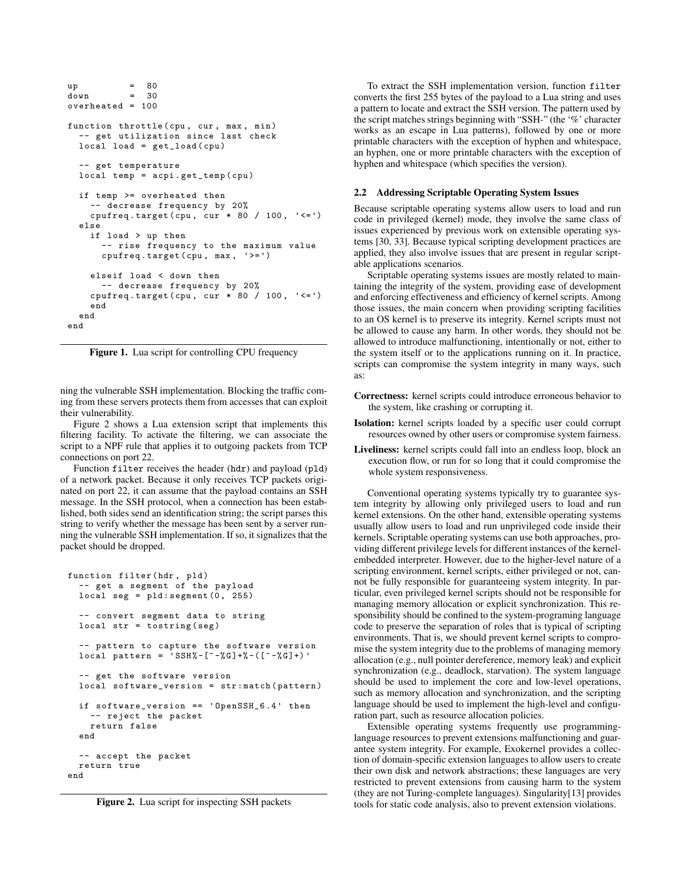```lua
up         =  80
down       =  30
overheated = 100

function throttle(cpu, cur, max, min)
  -- get utilization since last check
  local load = get_load(cpu)

  -- get temperature
  local temp = acpi.get_temp(cpu)

  if temp >= overheated then
    -- decrease frequency by 20%
    cpufreq.target(cpu, cur * 80 / 100, '<=')
  else
    if load > up then
      -- rise frequency to the maximum value
      cpufreq.target(cpu, max, '>=')

    elseif load < down then
      -- decrease frequency by 20%
    cpufreq.target(cpu, cur * 80 / 100, '<=')
    end
  end
end
```

**Figure 1.** Lua script for controlling CPU frequency

ning the vulnerable SSH implementation. Blocking the traffic coming from these servers protects them from accesses that can exploit their vulnerability.

Figure 2 shows a Lua extension script that implements this filtering facility. To activate the filtering, we can associate the script to a NPF rule that applies it to outgoing packets from TCP connections on port 22.

Function `filter` receives the header (`hdr`) and payload (`pld`) of a network packet. Because it only receives TCP packets originated on port 22, it can assume that the payload contains an SSH message. In the SSH protocol, when a connection has been established, both sides send an identification string; the script parses this string to verify whether the message has been sent by a server running the vulnerable SSH implementation. If so, it signalizes that the packet should be dropped.

```lua
function filter(hdr, pld)
  -- get a segment of the payload
  local seg = pld:segment(0, 255)

  -- convert segment data to string
  local str = tostring(seg)

  -- pattern to capture the software version
  local pattern = 'SSH%-[^-%G]+%-([^-%G]+)'

  -- get the software version
  local software_version = str:match(pattern)

  if software_version == 'OpenSSH_6.4' then
    -- reject the packet
    return false
  end

  -- accept the packet
  return true
end
```

**Figure 2.** Lua script for inspecting SSH packets

To extract the SSH implementation version, function `filter` converts the first 255 bytes of the payload to a Lua string and uses a pattern to locate and extract the SSH version. The pattern used by the script matches strings beginning with "SSH-" (the '%' character works as an escape in Lua patterns), followed by one or more printable characters with the exception of hyphen and whitespace, an hyphen, one or more printable characters with the exception of hyphen and whitespace (which specifies the version).

### 2.2 Addressing Scriptable Operating System Issues

Because scriptable operating systems allow users to load and run code in privileged (kernel) mode, they involve the same class of issues experienced by previous work on extensible operating systems [30, 33]. Because typical scripting development practices are applied, they also involve issues that are present in regular scriptable applications scenarios.

Scriptable operating systems issues are mostly related to maintaining the integrity of the system, providing ease of development and enforcing effectiveness and efficiency of kernel scripts. Among those issues, the main concern when providing scripting facilities to an OS kernel is to preserve its integrity. Kernel scripts must not be allowed to cause any harm. In other words, they should not be allowed to introduce malfunctioning, intentionally or not, either to the system itself or to the applications running on it. In practice, scripts can compromise the system integrity in many ways, such as:

**Correctness:** kernel scripts could introduce erroneous behavior to the system, like crashing or corrupting it.

**Isolation:** kernel scripts loaded by a specific user could corrupt resources owned by other users or compromise system fairness.

**Liveliness:** kernel scripts could fall into an endless loop, block an execution flow, or run for so long that it could compromise the whole system responsiveness.

Conventional operating systems typically try to guarantee system integrity by allowing only privileged users to load and run kernel extensions. On the other hand, extensible operating systems usually allow users to load and run unprivileged code inside their kernels. Scriptable operating systems can use both approaches, providing different privilege levels for different instances of the kernel-embedded interpreter. However, due to the higher-level nature of a scripting environment, kernel scripts, either privileged or not, cannot be fully responsible for guaranteeing system integrity. In particular, even privileged kernel scripts should not be responsible for managing memory allocation or explicit synchronization. This responsibility should be confined to the system-programing language code to preserve the separation of roles that is typical of scripting environments. That is, we should prevent kernel scripts to compromise the system integrity due to the problems of managing memory allocation (e.g., null pointer dereference, memory leak) and explicit synchronization (e.g., deadlock, starvation). The system language should be used to implement the core and low-level operations, such as memory allocation and synchronization, and the scripting language should be used to implement the high-level and configuration part, such as resource allocation policies.

Extensible operating systems frequently use programming-language resources to prevent extensions malfunctioning and guarantee system integrity. For example, Exokernel provides a collection of domain-specific extension languages to allow users to create their own disk and network abstractions; these languages are very restricted to prevent extensions from causing harm to the system (they are not Turing-complete languages). Singularity[13] provides tools for static code analysis, also to prevent extension violations.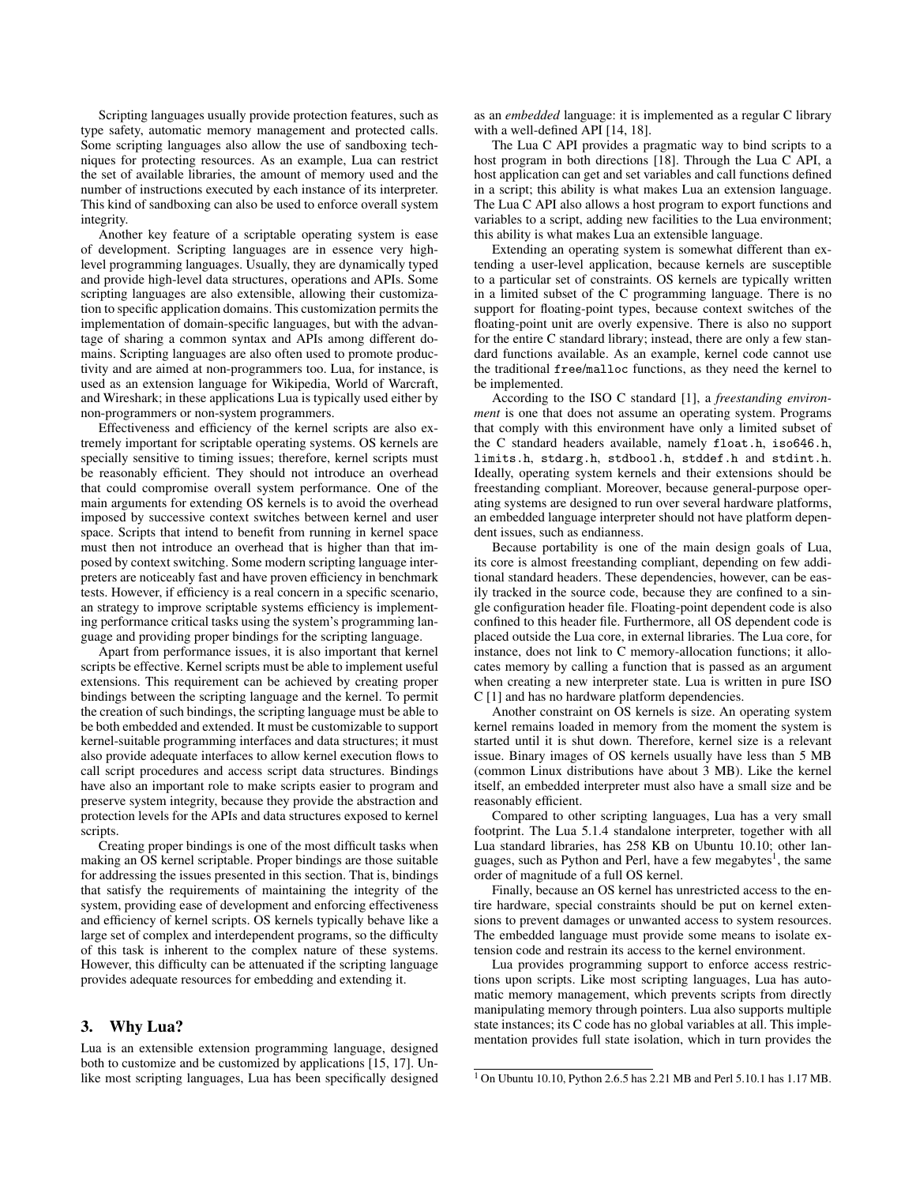Scripting languages usually provide protection features, such as type safety, automatic memory management and protected calls. Some scripting languages also allow the use of sandboxing techniques for protecting resources. As an example, Lua can restrict the set of available libraries, the amount of memory used and the number of instructions executed by each instance of its interpreter. This kind of sandboxing can also be used to enforce overall system integrity.

Another key feature of a scriptable operating system is ease of development. Scripting languages are in essence very high-level programming languages. Usually, they are dynamically typed and provide high-level data structures, operations and APIs. Some scripting languages are also extensible, allowing their customization to specific application domains. This customization permits the implementation of domain-specific languages, but with the advantage of sharing a common syntax and APIs among different domains. Scripting languages are also often used to promote productivity and are aimed at non-programmers too. Lua, for instance, is used as an extension language for Wikipedia, World of Warcraft, and Wireshark; in these applications Lua is typically used either by non-programmers or non-system programmers.

Effectiveness and efficiency of the kernel scripts are also extremely important for scriptable operating systems. OS kernels are specially sensitive to timing issues; therefore, kernel scripts must be reasonably efficient. They should not introduce an overhead that could compromise overall system performance. One of the main arguments for extending OS kernels is to avoid the overhead imposed by successive context switches between kernel and user space. Scripts that intend to benefit from running in kernel space must then not introduce an overhead that is higher than that imposed by context switching. Some modern scripting language interpreters are noticeably fast and have proven efficiency in benchmark tests. However, if efficiency is a real concern in a specific scenario, an strategy to improve scriptable systems efficiency is implementing performance critical tasks using the system's programming language and providing proper bindings for the scripting language.

Apart from performance issues, it is also important that kernel scripts be effective. Kernel scripts must be able to implement useful extensions. This requirement can be achieved by creating proper bindings between the scripting language and the kernel. To permit the creation of such bindings, the scripting language must be able to be both embedded and extended. It must be customizable to support kernel-suitable programming interfaces and data structures; it must also provide adequate interfaces to allow kernel execution flows to call script procedures and access script data structures. Bindings have also an important role to make scripts easier to program and preserve system integrity, because they provide the abstraction and protection levels for the APIs and data structures exposed to kernel scripts.

Creating proper bindings is one of the most difficult tasks when making an OS kernel scriptable. Proper bindings are those suitable for addressing the issues presented in this section. That is, bindings that satisfy the requirements of maintaining the integrity of the system, providing ease of development and enforcing effectiveness and efficiency of kernel scripts. OS kernels typically behave like a large set of complex and interdependent programs, so the difficulty of this task is inherent to the complex nature of these systems. However, this difficulty can be attenuated if the scripting language provides adequate resources for embedding and extending it.

## 3. Why Lua?

Lua is an extensible extension programming language, designed both to customize and be customized by applications [15, 17]. Unlike most scripting languages, Lua has been specifically designed as an *embedded* language: it is implemented as a regular C library with a well-defined API [14, 18].

The Lua C API provides a pragmatic way to bind scripts to a host program in both directions [18]. Through the Lua C API, a host application can get and set variables and call functions defined in a script; this ability is what makes Lua an extension language. The Lua C API also allows a host program to export functions and variables to a script, adding new facilities to the Lua environment; this ability is what makes Lua an extensible language.

Extending an operating system is somewhat different than extending a user-level application, because kernels are susceptible to a particular set of constraints. OS kernels are typically written in a limited subset of the C programming language. There is no support for floating-point types, because context switches of the floating-point unit are overly expensive. There is also no support for the entire C standard library; instead, there are only a few standard functions available. As an example, kernel code cannot use the traditional `free`/`malloc` functions, as they need the kernel to be implemented.

According to the ISO C standard [1], a *freestanding environment* is one that does not assume an operating system. Programs that comply with this environment have only a limited subset of the C standard headers available, namely `float.h`, `iso646.h`, `limits.h`, `stdarg.h`, `stdbool.h`, `stddef.h` and `stdint.h`. Ideally, operating system kernels and their extensions should be freestanding compliant. Moreover, because general-purpose operating systems are designed to run over several hardware platforms, an embedded language interpreter should not have platform dependent issues, such as endianness.

Because portability is one of the main design goals of Lua, its core is almost freestanding compliant, depending on few additional standard headers. These dependencies, however, can be easily tracked in the source code, because they are confined to a single configuration header file. Floating-point dependent code is also confined to this header file. Furthermore, all OS dependent code is placed outside the Lua core, in external libraries. The Lua core, for instance, does not link to C memory-allocation functions; it allocates memory by calling a function that is passed as an argument when creating a new interpreter state. Lua is written in pure ISO C [1] and has no hardware platform dependencies.

Another constraint on OS kernels is size. An operating system kernel remains loaded in memory from the moment the system is started until it is shut down. Therefore, kernel size is a relevant issue. Binary images of OS kernels usually have less than 5 MB (common Linux distributions have about 3 MB). Like the kernel itself, an embedded interpreter must also have a small size and be reasonably efficient.

Compared to other scripting languages, Lua has a very small footprint. The Lua 5.1.4 standalone interpreter, together with all Lua standard libraries, has 258 KB on Ubuntu 10.10; other languages, such as Python and Perl, have a few megabytes[1], the same order of magnitude of a full OS kernel.

Finally, because an OS kernel has unrestricted access to the entire hardware, special constraints should be put on kernel extensions to prevent damages or unwanted access to system resources. The embedded language must provide some means to isolate extension code and restrain its access to the kernel environment.

Lua provides programming support to enforce access restrictions upon scripts. Like most scripting languages, Lua has automatic memory management, which prevents scripts from directly manipulating memory through pointers. Lua also supports multiple state instances; its C code has no global variables at all. This implementation provides full state isolation, which in turn provides the

[1] On Ubuntu 10.10, Python 2.6.5 has 2.21 MB and Perl 5.10.1 has 1.17 MB.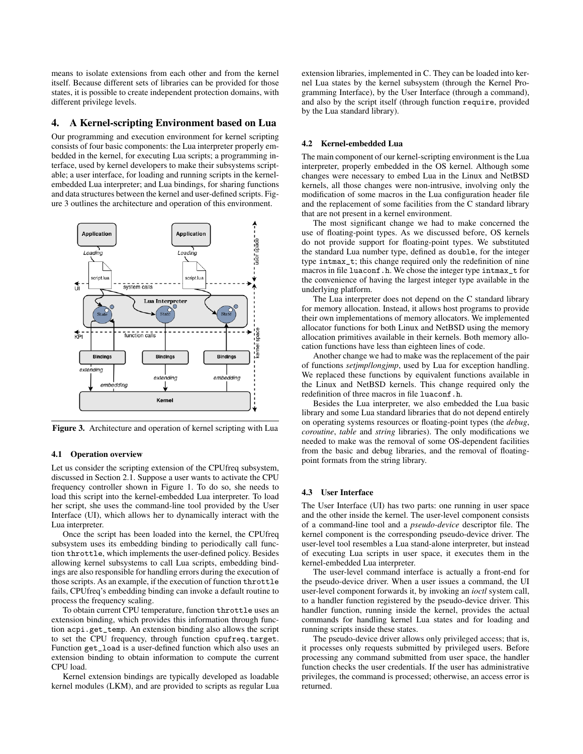means to isolate extensions from each other and from the kernel itself. Because different sets of libraries can be provided for those states, it is possible to create independent protection domains, with different privilege levels.

## 4. A Kernel-scripting Environment based on Lua

Our programming and execution environment for kernel scripting consists of four basic components: the Lua interpreter properly embedded in the kernel, for executing Lua scripts; a programming interface, used by kernel developers to make their subsystems scriptable; a user interface, for loading and running scripts in the kernel-embedded Lua interpreter; and Lua bindings, for sharing functions and data structures between the kernel and user-defined scripts. Figure 3 outlines the architecture and operation of this environment.

Application
Application
Loading
Loading
user space
script.lua
script.lua
UI
system calls
Lua Interpreter
State
State
State
KPI
function calls
kernel space
Bindings
Bindings
Bindings
extending
extending
embedding
embedding
Kernel

**Figure 3.** Architecture and operation of kernel scripting with Lua

### 4.1 Operation overview

Let us consider the scripting extension of the CPUfreq subsystem, discussed in Section 2.1. Suppose a user wants to activate the CPU frequency controller shown in Figure 1. To do so, she needs to load this script into the kernel-embedded Lua interpreter. To load her script, she uses the command-line tool provided by the User Interface (UI), which allows her to dynamically interact with the Lua interpreter.

Once the script has been loaded into the kernel, the CPUfreq subsystem uses its embedding binding to periodically call function `throttle`, which implements the user-defined policy. Besides allowing kernel subsystems to call Lua scripts, embedding bindings are also responsible for handling errors during the execution of those scripts. As an example, if the execution of function `throttle` fails, CPUfreq's embedding binding can invoke a default routine to process the frequency scaling.

To obtain current CPU temperature, function `throttle` uses an extension binding, which provides this information through function `acpi.get_temp`. An extension binding also allows the script to set the CPU frequency, through function `cpufreq.target`. Function `get_load` is a user-defined function which also uses an extension binding to obtain information to compute the current CPU load.

Kernel extension bindings are typically developed as loadable kernel modules (LKM), and are provided to scripts as regular Lua extension libraries, implemented in C. They can be loaded into kernel Lua states by the kernel subsystem (through the Kernel Programming Interface), by the User Interface (through a command), and also by the script itself (through function `require`, provided by the Lua standard library).

### 4.2 Kernel-embedded Lua

The main component of our kernel-scripting environment is the Lua interpreter, properly embedded in the OS kernel. Although some changes were necessary to embed Lua in the Linux and NetBSD kernels, all those changes were non-intrusive, involving only the modification of some macros in the Lua configuration header file and the replacement of some facilities from the C standard library that are not present in a kernel environment.

The most significant change we had to make concerned the use of floating-point types. As we discussed before, OS kernels do not provide support for floating-point types. We substituted the standard Lua number type, defined as `double`, for the integer type `intmax_t`; this change required only the redefinition of nine macros in file `luaconf.h`. We chose the integer type `intmax_t` for the convenience of having the largest integer type available in the underlying platform.

The Lua interpreter does not depend on the C standard library for memory allocation. Instead, it allows host programs to provide their own implementations of memory allocators. We implemented allocator functions for both Linux and NetBSD using the memory allocation primitives available in their kernels. Both memory allocation functions have less than eighteen lines of code.

Another change we had to make was the replacement of the pair of functions *setjmp*/*longjmp*, used by Lua for exception handling. We replaced these functions by equivalent functions available in the Linux and NetBSD kernels. This change required only the redefinition of three macros in file `luaconf.h`.

Besides the Lua interpreter, we also embedded the Lua basic library and some Lua standard libraries that do not depend entirely on operating systems resources or floating-point types (the *debug*, *coroutine*, *table* and *string* libraries). The only modifications we needed to make was the removal of some OS-dependent facilities from the basic and debug libraries, and the removal of floating-point formats from the string library.

### 4.3 User Interface

The User Interface (UI) has two parts: one running in user space and the other inside the kernel. The user-level component consists of a command-line tool and a *pseudo-device* descriptor file. The kernel component is the corresponding pseudo-device driver. The user-level tool resembles a Lua stand-alone interpreter, but instead of executing Lua scripts in user space, it executes them in the kernel-embedded Lua interpreter.

The user-level command interface is actually a front-end for the pseudo-device driver. When a user issues a command, the UI user-level component forwards it, by invoking an *ioctl* system call, to a handler function registered by the pseudo-device driver. This handler function, running inside the kernel, provides the actual commands for handling kernel Lua states and for loading and running scripts inside these states.

The pseudo-device driver allows only privileged access; that is, it processes only requests submitted by privileged users. Before processing any command submitted from user space, the handler function checks the user credentials. If the user has administrative privileges, the command is processed; otherwise, an access error is returned.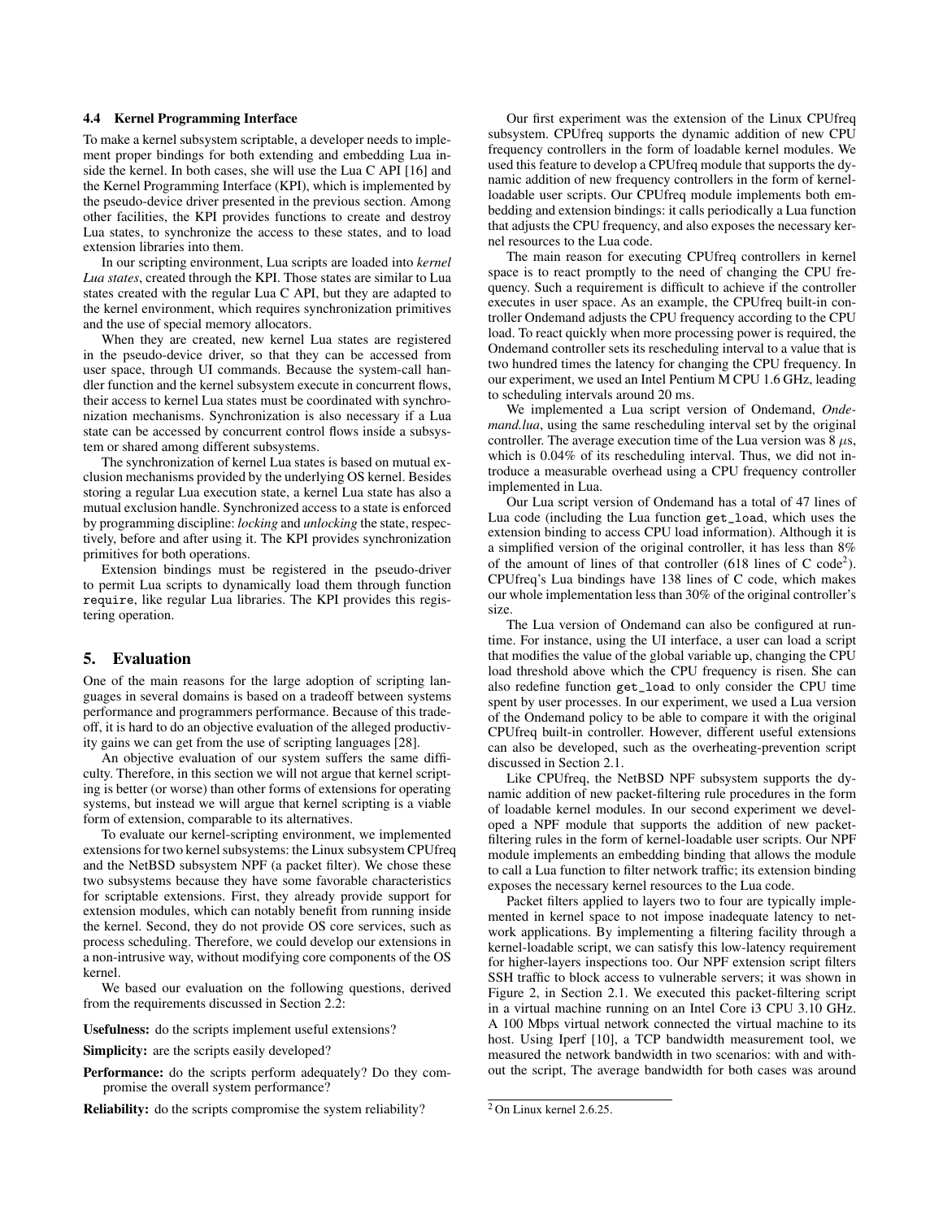### 4.4 Kernel Programming Interface

To make a kernel subsystem scriptable, a developer needs to implement proper bindings for both extending and embedding Lua inside the kernel. In both cases, she will use the Lua C API [16] and the Kernel Programming Interface (KPI), which is implemented by the pseudo-device driver presented in the previous section. Among other facilities, the KPI provides functions to create and destroy Lua states, to synchronize the access to these states, and to load extension libraries into them.

In our scripting environment, Lua scripts are loaded into *kernel Lua states*, created through the KPI. Those states are similar to Lua states created with the regular Lua C API, but they are adapted to the kernel environment, which requires synchronization primitives and the use of special memory allocators.

When they are created, new kernel Lua states are registered in the pseudo-device driver, so that they can be accessed from user space, through UI commands. Because the system-call handler function and the kernel subsystem execute in concurrent flows, their access to kernel Lua states must be coordinated with synchronization mechanisms. Synchronization is also necessary if a Lua state can be accessed by concurrent control flows inside a subsystem or shared among different subsystems.

The synchronization of kernel Lua states is based on mutual exclusion mechanisms provided by the underlying OS kernel. Besides storing a regular Lua execution state, a kernel Lua state has also a mutual exclusion handle. Synchronized access to a state is enforced by programming discipline: *locking* and *unlocking* the state, respectively, before and after using it. The KPI provides synchronization primitives for both operations.

Extension bindings must be registered in the pseudo-driver to permit Lua scripts to dynamically load them through function `require`, like regular Lua libraries. The KPI provides this registering operation.

## 5. Evaluation

One of the main reasons for the large adoption of scripting languages in several domains is based on a tradeoff between systems performance and programmers performance. Because of this tradeoff, it is hard to do an objective evaluation of the alleged productivity gains we can get from the use of scripting languages [28].

An objective evaluation of our system suffers the same difficulty. Therefore, in this section we will not argue that kernel scripting is better (or worse) than other forms of extensions for operating systems, but instead we will argue that kernel scripting is a viable form of extension, comparable to its alternatives.

To evaluate our kernel-scripting environment, we implemented extensions for two kernel subsystems: the Linux subsystem CPUfreq and the NetBSD subsystem NPF (a packet filter). We chose these two subsystems because they have some favorable characteristics for scriptable extensions. First, they already provide support for extension modules, which can notably benefit from running inside the kernel. Second, they do not provide OS core services, such as process scheduling. Therefore, we could develop our extensions in a non-intrusive way, without modifying core components of the OS kernel.

We based our evaluation on the following questions, derived from the requirements discussed in Section 2.2:

**Usefulness:** do the scripts implement useful extensions?

**Simplicity:** are the scripts easily developed?

**Performance:** do the scripts perform adequately? Do they compromise the overall system performance?

**Reliability:** do the scripts compromise the system reliability?

Our first experiment was the extension of the Linux CPUfreq subsystem. CPUfreq supports the dynamic addition of new CPU frequency controllers in the form of loadable kernel modules. We used this feature to develop a CPUfreq module that supports the dynamic addition of new frequency controllers in the form of kernel-loadable user scripts. Our CPUfreq module implements both embedding and extension bindings: it calls periodically a Lua function that adjusts the CPU frequency, and also exposes the necessary kernel resources to the Lua code.

The main reason for executing CPUfreq controllers in kernel space is to react promptly to the need of changing the CPU frequency. Such a requirement is difficult to achieve if the controller executes in user space. As an example, the CPUfreq built-in controller Ondemand adjusts the CPU frequency according to the CPU load. To react quickly when more processing power is required, the Ondemand controller sets its rescheduling interval to a value that is two hundred times the latency for changing the CPU frequency. In our experiment, we used an Intel Pentium M CPU 1.6 GHz, leading to scheduling intervals around 20 ms.

We implemented a Lua script version of Ondemand, *Ondemand.lua*, using the same rescheduling interval set by the original controller. The average execution time of the Lua version was 8 $\mu$s, which is 0.04% of its rescheduling interval. Thus, we did not introduce a measurable overhead using a CPU frequency controller implemented in Lua.

Our Lua script version of Ondemand has a total of 47 lines of Lua code (including the Lua function `get_load`, which uses the extension binding to access CPU load information). Although it is a simplified version of the original controller, it has less than 8% of the amount of lines of that controller (618 lines of C code[2]). CPUfreq's Lua bindings have 138 lines of C code, which makes our whole implementation less than 30% of the original controller's size.

The Lua version of Ondemand can also be configured at runtime. For instance, using the UI interface, a user can load a script that modifies the value of the global variable `up`, changing the CPU load threshold above which the CPU frequency is risen. She can also redefine function `get_load` to only consider the CPU time spent by user processes. In our experiment, we used a Lua version of the Ondemand policy to be able to compare it with the original CPUfreq built-in controller. However, different useful extensions can also be developed, such as the overheating-prevention script discussed in Section 2.1.

Like CPUfreq, the NetBSD NPF subsystem supports the dynamic addition of new packet-filtering rule procedures in the form of loadable kernel modules. In our second experiment we developed a NPF module that supports the addition of new packet-filtering rules in the form of kernel-loadable user scripts. Our NPF module implements an embedding binding that allows the module to call a Lua function to filter network traffic; its extension binding exposes the necessary kernel resources to the Lua code.

Packet filters applied to layers two to four are typically implemented in kernel space to not impose inadequate latency to network applications. By implementing a filtering facility through a kernel-loadable script, we can satisfy this low-latency requirement for higher-layers inspections too. Our NPF extension script filters SSH traffic to block access to vulnerable servers; it was shown in Figure 2, in Section 2.1. We executed this packet-filtering script in a virtual machine running on an Intel Core i3 CPU 3.10 GHz. A 100 Mbps virtual network connected the virtual machine to its host. Using Iperf [10], a TCP bandwidth measurement tool, we measured the network bandwidth in two scenarios: with and without the script, The average bandwidth for both cases was around

[2] On Linux kernel 2.6.25.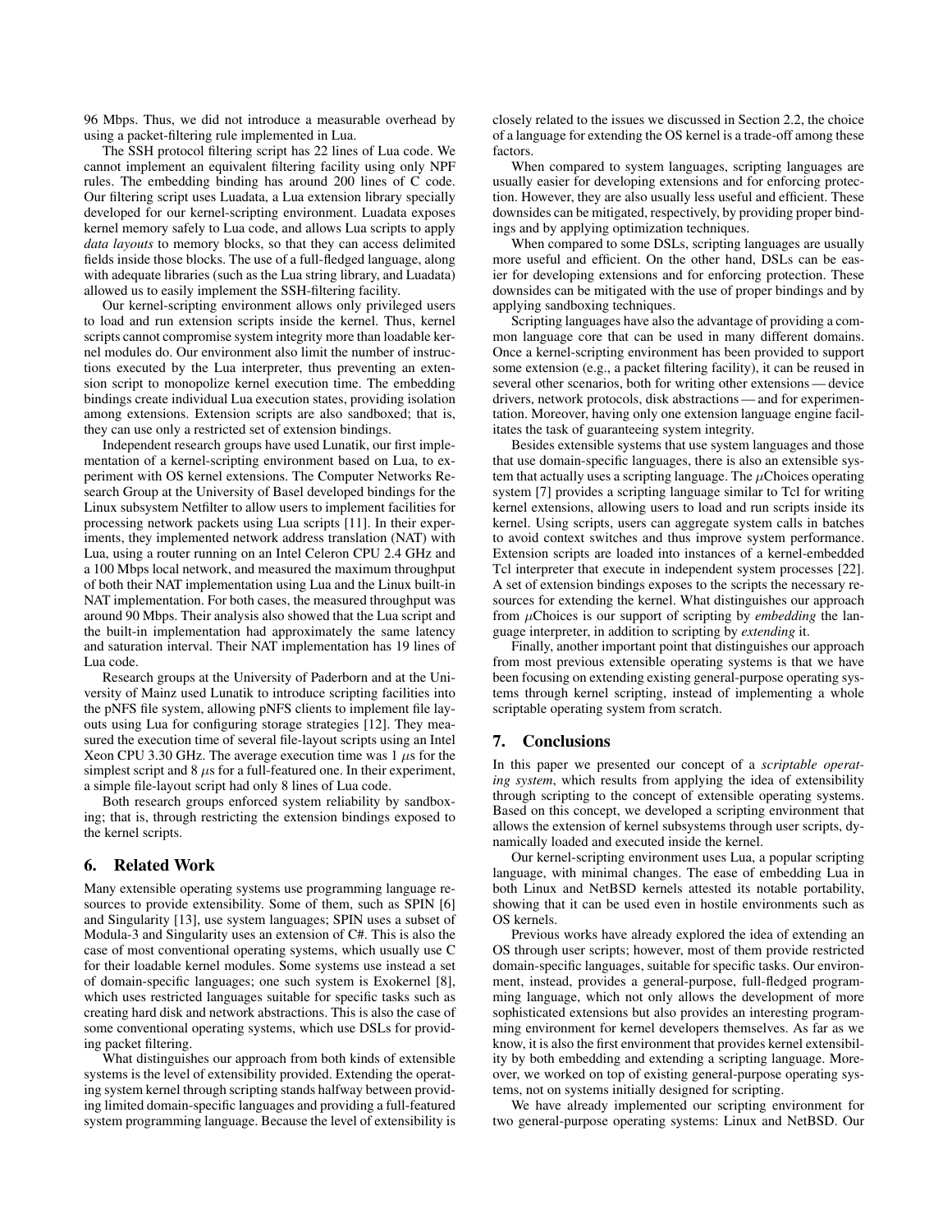96 Mbps. Thus, we did not introduce a measurable overhead by using a packet-filtering rule implemented in Lua.

The SSH protocol filtering script has 22 lines of Lua code. We cannot implement an equivalent filtering facility using only NPF rules. The embedding binding has around 200 lines of C code. Our filtering script uses Luadata, a Lua extension library specially developed for our kernel-scripting environment. Luadata exposes kernel memory safely to Lua code, and allows Lua scripts to apply *data layouts* to memory blocks, so that they can access delimited fields inside those blocks. The use of a full-fledged language, along with adequate libraries (such as the Lua string library, and Luadata) allowed us to easily implement the SSH-filtering facility.

Our kernel-scripting environment allows only privileged users to load and run extension scripts inside the kernel. Thus, kernel scripts cannot compromise system integrity more than loadable kernel modules do. Our environment also limit the number of instructions executed by the Lua interpreter, thus preventing an extension script to monopolize kernel execution time. The embedding bindings create individual Lua execution states, providing isolation among extensions. Extension scripts are also sandboxed; that is, they can use only a restricted set of extension bindings.

Independent research groups have used Lunatik, our first implementation of a kernel-scripting environment based on Lua, to experiment with OS kernel extensions. The Computer Networks Research Group at the University of Basel developed bindings for the Linux subsystem Netfilter to allow users to implement facilities for processing network packets using Lua scripts [11]. In their experiments, they implemented network address translation (NAT) with Lua, using a router running on an Intel Celeron CPU 2.4 GHz and a 100 Mbps local network, and measured the maximum throughput of both their NAT implementation using Lua and the Linux built-in NAT implementation. For both cases, the measured throughput was around 90 Mbps. Their analysis also showed that the Lua script and the built-in implementation had approximately the same latency and saturation interval. Their NAT implementation has 19 lines of Lua code.

Research groups at the University of Paderborn and at the University of Mainz used Lunatik to introduce scripting facilities into the pNFS file system, allowing pNFS clients to implement file layouts using Lua for configuring storage strategies [12]. They measured the execution time of several file-layout scripts using an Intel Xeon CPU 3.30 GHz. The average execution time was 1 $\mu$s for the simplest script and 8 $\mu$s for a full-featured one. In their experiment, a simple file-layout script had only 8 lines of Lua code.

Both research groups enforced system reliability by sandboxing; that is, through restricting the extension bindings exposed to the kernel scripts.

## 6. Related Work

Many extensible operating systems use programming language resources to provide extensibility. Some of them, such as SPIN [6] and Singularity [13], use system languages; SPIN uses a subset of Modula-3 and Singularity uses an extension of C#. This is also the case of most conventional operating systems, which usually use C for their loadable kernel modules. Some systems use instead a set of domain-specific languages; one such system is Exokernel [8], which uses restricted languages suitable for specific tasks such as creating hard disk and network abstractions. This is also the case of some conventional operating systems, which use DSLs for providing packet filtering.

What distinguishes our approach from both kinds of extensible systems is the level of extensibility provided. Extending the operating system kernel through scripting stands halfway between providing limited domain-specific languages and providing a full-featured system programming language. Because the level of extensibility is closely related to the issues we discussed in Section 2.2, the choice of a language for extending the OS kernel is a trade-off among these factors.

When compared to system languages, scripting languages are usually easier for developing extensions and for enforcing protection. However, they are also usually less useful and efficient. These downsides can be mitigated, respectively, by providing proper bindings and by applying optimization techniques.

When compared to some DSLs, scripting languages are usually more useful and efficient. On the other hand, DSLs can be easier for developing extensions and for enforcing protection. These downsides can be mitigated with the use of proper bindings and by applying sandboxing techniques.

Scripting languages have also the advantage of providing a common language core that can be used in many different domains. Once a kernel-scripting environment has been provided to support some extension (e.g., a packet filtering facility), it can be reused in several other scenarios, both for writing other extensions — device drivers, network protocols, disk abstractions — and for experimentation. Moreover, having only one extension language engine facilitates the task of guaranteeing system integrity.

Besides extensible systems that use system languages and those that use domain-specific languages, there is also an extensible system that actually uses a scripting language. The $\mu$Choices operating system [7] provides a scripting language similar to Tcl for writing kernel extensions, allowing users to load and run scripts inside its kernel. Using scripts, users can aggregate system calls in batches to avoid context switches and thus improve system performance. Extension scripts are loaded into instances of a kernel-embedded Tcl interpreter that execute in independent system processes [22]. A set of extension bindings exposes to the scripts the necessary resources for extending the kernel. What distinguishes our approach from $\mu$Choices is our support of scripting by *embedding* the language interpreter, in addition to scripting by *extending* it.

Finally, another important point that distinguishes our approach from most previous extensible operating systems is that we have been focusing on extending existing general-purpose operating systems through kernel scripting, instead of implementing a whole scriptable operating system from scratch.

## 7. Conclusions

In this paper we presented our concept of a *scriptable operating system*, which results from applying the idea of extensibility through scripting to the concept of extensible operating systems. Based on this concept, we developed a scripting environment that allows the extension of kernel subsystems through user scripts, dynamically loaded and executed inside the kernel.

Our kernel-scripting environment uses Lua, a popular scripting language, with minimal changes. The ease of embedding Lua in both Linux and NetBSD kernels attested its notable portability, showing that it can be used even in hostile environments such as OS kernels.

Previous works have already explored the idea of extending an OS through user scripts; however, most of them provide restricted domain-specific languages, suitable for specific tasks. Our environment, instead, provides a general-purpose, full-fledged programming language, which not only allows the development of more sophisticated extensions but also provides an interesting programming environment for kernel developers themselves. As far as we know, it is also the first environment that provides kernel extensibility by both embedding and extending a scripting language. Moreover, we worked on top of existing general-purpose operating systems, not on systems initially designed for scripting.

We have already implemented our scripting environment for two general-purpose operating systems: Linux and NetBSD. Our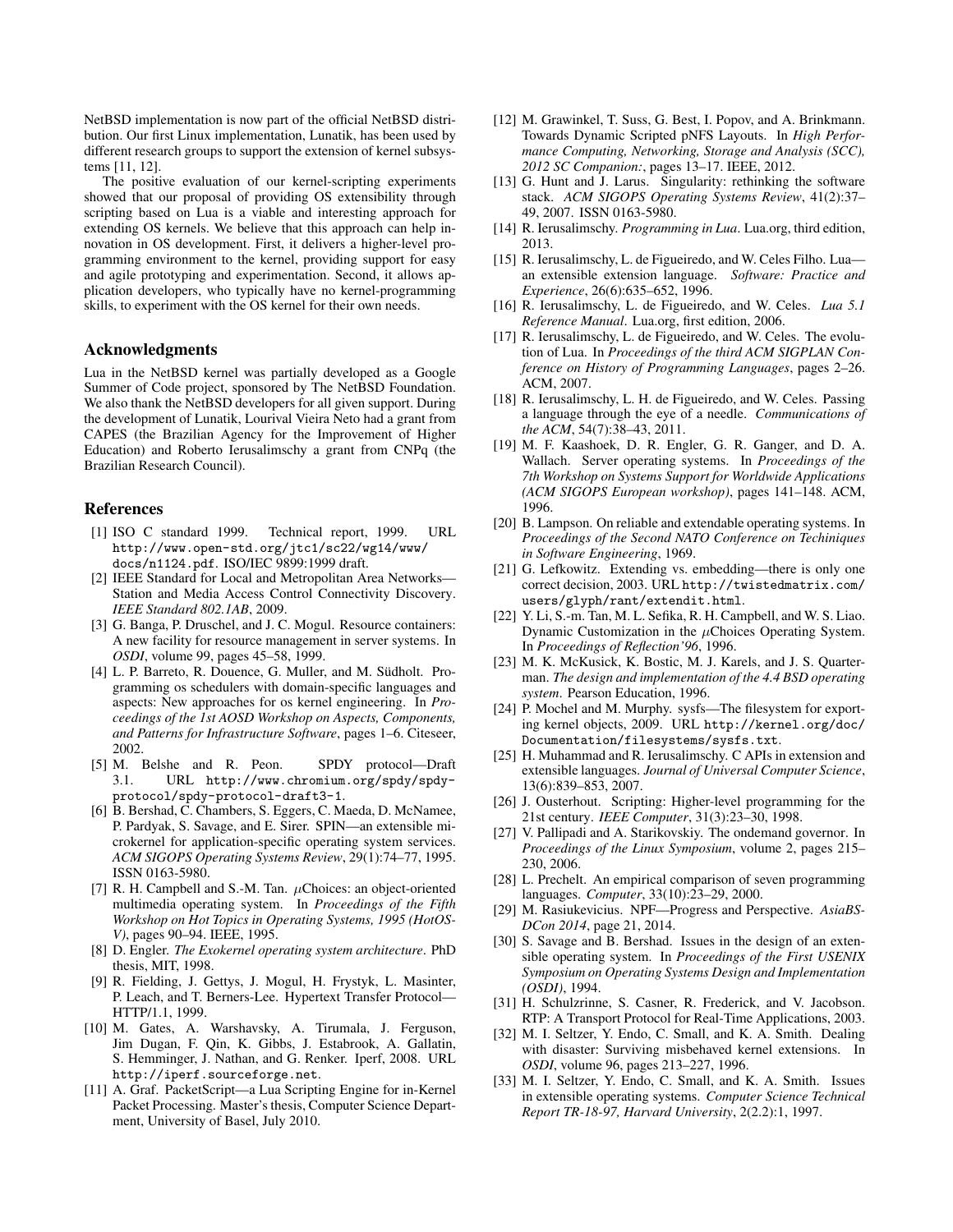NetBSD implementation is now part of the official NetBSD distribution. Our first Linux implementation, Lunatik, has been used by different research groups to support the extension of kernel subsystems [11, 12].

The positive evaluation of our kernel-scripting experiments showed that our proposal of providing OS extensibility through scripting based on Lua is a viable and interesting approach for extending OS kernels. We believe that this approach can help innovation in OS development. First, it delivers a higher-level programming environment to the kernel, providing support for easy and agile prototyping and experimentation. Second, it allows application developers, who typically have no kernel-programming skills, to experiment with the OS kernel for their own needs.

## Acknowledgments

Lua in the NetBSD kernel was partially developed as a Google Summer of Code project, sponsored by The NetBSD Foundation. We also thank the NetBSD developers for all given support. During the development of Lunatik, Lourival Vieira Neto had a grant from CAPES (the Brazilian Agency for the Improvement of Higher Education) and Roberto Ierusalimschy a grant from CNPq (the Brazilian Research Council).

## References

[1] ISO C standard 1999. Technical report, 1999. URL `http://www.open-std.org/jtc1/sc22/wg14/www/docs/n1124.pdf`. ISO/IEC 9899:1999 draft.

[2] IEEE Standard for Local and Metropolitan Area Networks—Station and Media Access Control Connectivity Discovery. *IEEE Standard 802.1AB*, 2009.

[3] G. Banga, P. Druschel, and J. C. Mogul. Resource containers: A new facility for resource management in server systems. In *OSDI*, volume 99, pages 45–58, 1999.

[4] L. P. Barreto, R. Douence, G. Muller, and M. Südholt. Programming os schedulers with domain-specific languages and aspects: New approaches for os kernel engineering. In *Proceedings of the 1st AOSD Workshop on Aspects, Components, and Patterns for Infrastructure Software*, pages 1–6. Citeseer, 2002.

[5] M. Belshe and R. Peon. SPDY protocol—Draft 3.1. URL `http://www.chromium.org/spdy/spdy-protocol/spdy-protocol-draft3-1`.

[6] B. Bershad, C. Chambers, S. Eggers, C. Maeda, D. McNamee, P. Pardyak, S. Savage, and E. Sirer. SPIN—an extensible microkernel for application-specific operating system services. *ACM SIGOPS Operating Systems Review*, 29(1):74–77, 1995. ISSN 0163-5980.

[7] R. H. Campbell and S.-M. Tan. $\mu$Choices: an object-oriented multimedia operating system. In *Proceedings of the Fifth Workshop on Hot Topics in Operating Systems, 1995 (HotOS-V)*, pages 90–94. IEEE, 1995.

[8] D. Engler. *The Exokernel operating system architecture*. PhD thesis, MIT, 1998.

[9] R. Fielding, J. Gettys, J. Mogul, H. Frystyk, L. Masinter, P. Leach, and T. Berners-Lee. Hypertext Transfer Protocol—HTTP/1.1, 1999.

[10] M. Gates, A. Warshavsky, A. Tirumala, J. Ferguson, Jim Dugan, F. Qin, K. Gibbs, J. Estabrook, A. Gallatin, S. Hemminger, J. Nathan, and G. Renker. Iperf, 2008. URL `http://iperf.sourceforge.net`.

[11] A. Graf. PacketScript—a Lua Scripting Engine for in-Kernel Packet Processing. Master's thesis, Computer Science Department, University of Basel, July 2010.

[12] M. Grawinkel, T. Suss, G. Best, I. Popov, and A. Brinkmann. Towards Dynamic Scripted pNFS Layouts. In *High Performance Computing, Networking, Storage and Analysis (SCC), 2012 SC Companion:*, pages 13–17. IEEE, 2012.

[13] G. Hunt and J. Larus. Singularity: rethinking the software stack. *ACM SIGOPS Operating Systems Review*, 41(2):37–49, 2007. ISSN 0163-5980.

[14] R. Ierusalimschy. *Programming in Lua*. Lua.org, third edition, 2013.

[15] R. Ierusalimschy, L. de Figueiredo, and W. Celes Filho. Lua—an extensible extension language. *Software: Practice and Experience*, 26(6):635–652, 1996.

[16] R. Ierusalimschy, L. de Figueiredo, and W. Celes. *Lua 5.1 Reference Manual*. Lua.org, first edition, 2006.

[17] R. Ierusalimschy, L. de Figueiredo, and W. Celes. The evolution of Lua. In *Proceedings of the third ACM SIGPLAN Conference on History of Programming Languages*, pages 2–26. ACM, 2007.

[18] R. Ierusalimschy, L. H. de Figueiredo, and W. Celes. Passing a language through the eye of a needle. *Communications of the ACM*, 54(7):38–43, 2011.

[19] M. F. Kaashoek, D. R. Engler, G. R. Ganger, and D. A. Wallach. Server operating systems. In *Proceedings of the 7th Workshop on Systems Support for Worldwide Applications (ACM SIGOPS European workshop)*, pages 141–148. ACM, 1996.

[20] B. Lampson. On reliable and extendable operating systems. In *Proceedings of the Second NATO Conference on Techiniques in Software Engineering*, 1969.

[21] G. Lefkowitz. Extending vs. embedding—there is only one correct decision, 2003. URL `http://twistedmatrix.com/users/glyph/rant/extendit.html`.

[22] Y. Li, S.-m. Tan, M. L. Sefika, R. H. Campbell, and W. S. Liao. Dynamic Customization in the $\mu$Choices Operating System. In *Proceedings of Reflection'96*, 1996.

[23] M. K. McKusick, K. Bostic, M. J. Karels, and J. S. Quarterman. *The design and implementation of the 4.4 BSD operating system*. Pearson Education, 1996.

[24] P. Mochel and M. Murphy. sysfs—The filesystem for exporting kernel objects, 2009. URL `http://kernel.org/doc/Documentation/filesystems/sysfs.txt`.

[25] H. Muhammad and R. Ierusalimschy. C APIs in extension and extensible languages. *Journal of Universal Computer Science*, 13(6):839–853, 2007.

[26] J. Ousterhout. Scripting: Higher-level programming for the 21st century. *IEEE Computer*, 31(3):23–30, 1998.

[27] V. Pallipadi and A. Starikovskiy. The ondemand governor. In *Proceedings of the Linux Symposium*, volume 2, pages 215–230, 2006.

[28] L. Prechelt. An empirical comparison of seven programming languages. *Computer*, 33(10):23–29, 2000.

[29] M. Rasiukevicius. NPF—Progress and Perspective. *AsiaBSDCon 2014*, page 21, 2014.

[30] S. Savage and B. Bershad. Issues in the design of an extensible operating system. In *Proceedings of the First USENIX Symposium on Operating Systems Design and Implementation (OSDI)*, 1994.

[31] H. Schulzrinne, S. Casner, R. Frederick, and V. Jacobson. RTP: A Transport Protocol for Real-Time Applications, 2003.

[32] M. I. Seltzer, Y. Endo, C. Small, and K. A. Smith. Dealing with disaster: Surviving misbehaved kernel extensions. In *OSDI*, volume 96, pages 213–227, 1996.

[33] M. I. Seltzer, Y. Endo, C. Small, and K. A. Smith. Issues in extensible operating systems. *Computer Science Technical Report TR-18-97, Harvard University*, 2(2.2):1, 1997.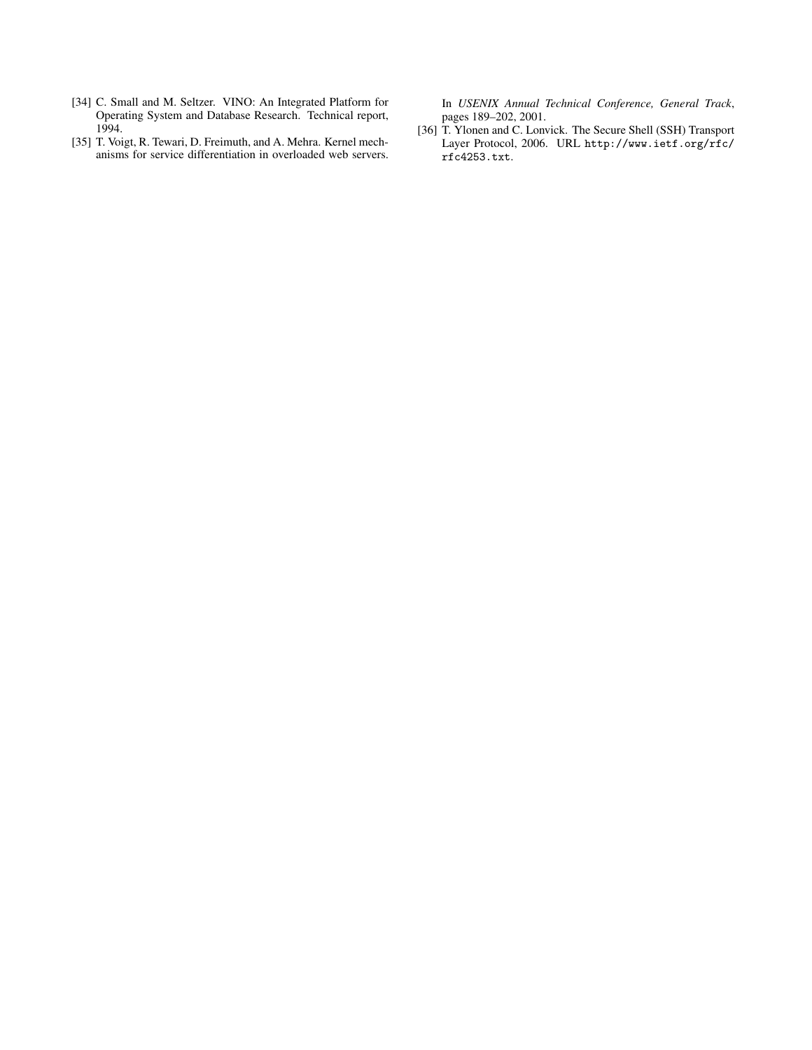[34] C. Small and M. Seltzer. VINO: An Integrated Platform for Operating System and Database Research. Technical report, 1994.

[35] T. Voigt, R. Tewari, D. Freimuth, and A. Mehra. Kernel mechanisms for service differentiation in overloaded web servers. In *USENIX Annual Technical Conference, General Track*, pages 189–202, 2001.

[36] T. Ylonen and C. Lonvick. The Secure Shell (SSH) Transport Layer Protocol, 2006. URL `http://www.ietf.org/rfc/rfc4253.txt`.